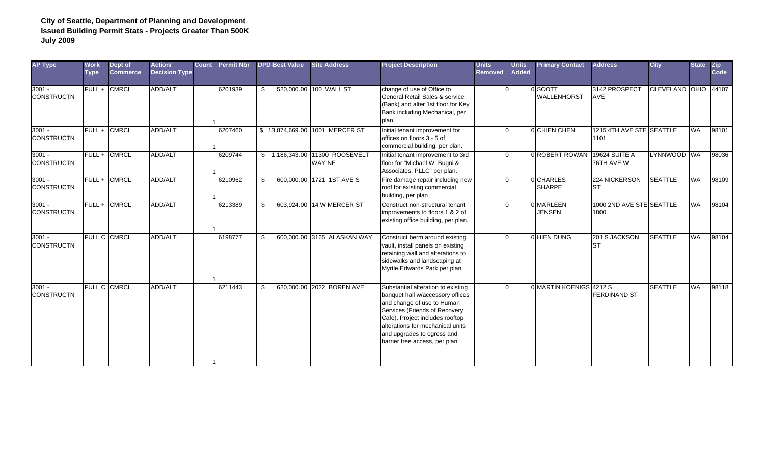**City of Seattle, Department of Planning and Development**
**Issued Building Permit Stats - Projects Greater Than 500K**
**July 2009**

| AP Type | Work Type | Dept of Commerce | Action/ Decision Type | Count | Permit Nbr | DPD Best Value | Site Address | Project Description | Units Removed | Units Added | Primary Contact | Address | City | State | Zip Code |
|---|---|---|---|---|---|---|---|---|---|---|---|---|---|---|---|
| 3001 - CONSTRUCTN | FULL + | CMRCL | ADD/ALT | 1 | 6201939 | $ 520,000.00 | 100 WALL ST | change of use of Office to General Retail Sales & service (Bank) and alter 1st floor for Key Bank including Mechanical, per plan. | 0 | 0 | SCOTT WALLENHORST | 3142 PROSPECT AVE | CLEVELAND | OHIO | 44107 |
| 3001 - CONSTRUCTN | FULL + | CMRCL | ADD/ALT | 1 | 6207460 | $ 13,874,669.00 | 1001 MERCER ST | Initial tenant improvement for offices on floors 3 - 5 of commercial building, per plan. | 0 | 0 | CHIEN CHEN | 1215 4TH AVE STE 1101 | SEATTLE | WA | 98101 |
| 3001 - CONSTRUCTN | FULL + | CMRCL | ADD/ALT | 1 | 6209744 | $ 1,186,343.00 | 11300 ROOSEVELT WAY NE | Initial tenant improvement to 3rd floor for "Michael W. Bugni & Associates, PLLC" per plan. | 0 | 0 | ROBERT ROWAN | 19624 SUITE A 76TH AVE W | LYNNWOOD | WA | 98036 |
| 3001 - CONSTRUCTN | FULL + | CMRCL | ADD/ALT | 1 | 6210962 | $ 600,000.00 | 1721 1ST AVE S | Fire damage repair including new roof for existing commercial building, per plan | 0 | 0 | CHARLES SHARPE | 224 NICKERSON ST | SEATTLE | WA | 98109 |
| 3001 - CONSTRUCTN | FULL + | CMRCL | ADD/ALT | 1 | 6213389 | $ 603,924.00 | 14 W MERCER ST | Construct non-structural tenant improvements to floors 1 & 2 of existing office building, per plan. | 0 | 0 | MARLEEN JENSEN | 1000 2ND AVE STE 1800 | SEATTLE | WA | 98104 |
| 3001 - CONSTRUCTN | FULL C | CMRCL | ADD/ALT | 1 | 6198777 | $ 600,000.00 | 3165 ALASKAN WAY | Construct berm around existing vault, install panels on existing retaining wall and alterations to sidewalks and landscaping at Myrtle Edwards Park per plan. | 0 | 0 | HIEN DUNG | 201 S JACKSON ST | SEATTLE | WA | 98104 |
| 3001 - CONSTRUCTN | FULL C | CMRCL | ADD/ALT | 1 | 6211443 | $ 620,000.00 | 2022 BOREN AVE | Substantial alteration to existing banquet hall w/accessory offices and change of use to Human Services (Friends of Recovery Cafe). Project includes rooftop alterations for mechanical units and upgrades to egress and barrier free access, per plan. | 0 | 0 | MARTIN KOENIGS | 4212 S FERDINAND ST | SEATTLE | WA | 98118 |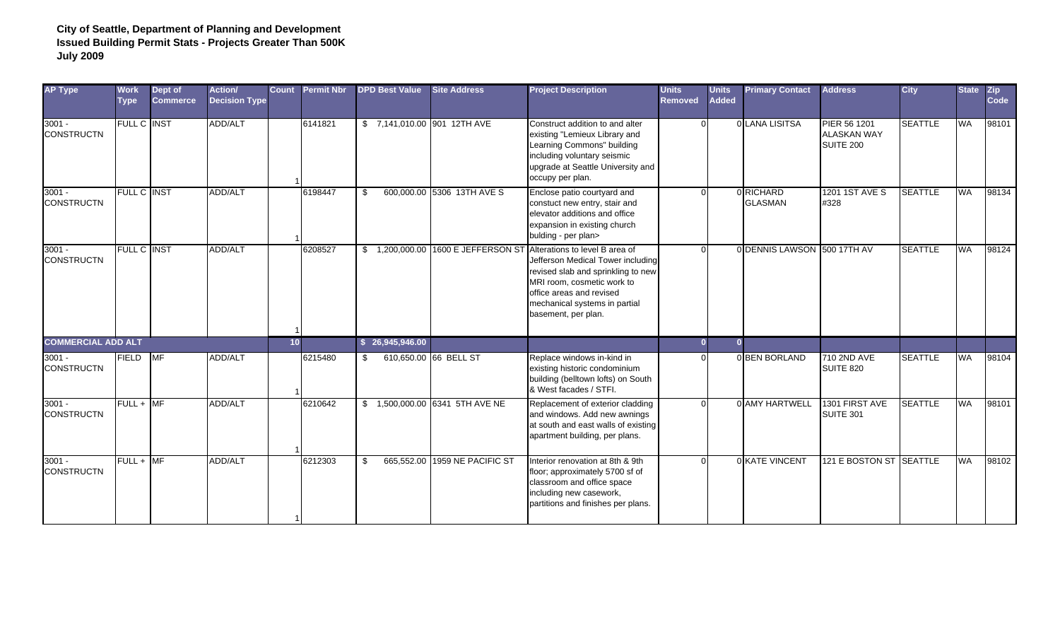**City of Seattle, Department of Planning and Development**
**Issued Building Permit Stats - Projects Greater Than 500K**
**July 2009**

| AP Type | Work Type | Dept of Commerce | Action/ Decision Type | Count | Permit Nbr | DPD Best Value | Site Address | Project Description | Units Removed | Units Added | Primary Contact | Address | City | State | Zip Code |
|---|---|---|---|---|---|---|---|---|---|---|---|---|---|---|---|
| 3001 - CONSTRUCTN | FULL C | INST | ADD/ALT | 1 | 6141821 | $ 7,141,010.00 | 901 12TH AVE | Construct addition to and alter existing "Lemieux Library and Learning Commons" building including voluntary seismic upgrade at Seattle University and occupy per plan. | 0 | 0 | LANA LISITSA | PIER 56 1201 ALASKAN WAY SUITE 200 | SEATTLE | WA | 98101 |
| 3001 - CONSTRUCTN | FULL C | INST | ADD/ALT | 1 | 6198447 | $ 600,000.00 | 5306 13TH AVE S | Enclose patio courtyard and constuct new entry, stair and elevator additions and office expansion in existing church bulding - per plan> | 0 | 0 | RICHARD GLASMAN | 1201 1ST AVE S #328 | SEATTLE | WA | 98134 |
| 3001 - CONSTRUCTN | FULL C | INST | ADD/ALT | 1 | 6208527 | $ 1,200,000.00 | 1600 E JEFFERSON ST | Alterations to level B area of Jefferson Medical Tower including revised slab and sprinkling to new MRI room, cosmetic work to office areas and revised mechanical systems in partial basement, per plan. | 0 | 0 | DENNIS LAWSON | 500 17TH AV | SEATTLE | WA | 98124 |
| **COMMERCIAL ADD ALT** | | | | **10** | | **$ 26,945,946.00** | | | **0** | **0** | | | | | |
| 3001 - CONSTRUCTN | FIELD | MF | ADD/ALT | 1 | 6215480 | $ 610,650.00 | 66 BELL ST | Replace windows in-kind in existing historic condominium building (belltown lofts) on South & West facades / STFI. | 0 | 0 | BEN BORLAND | 710 2ND AVE SUITE 820 | SEATTLE | WA | 98104 |
| 3001 - CONSTRUCTN | FULL + | MF | ADD/ALT | 1 | 6210642 | $ 1,500,000.00 | 6341 5TH AVE NE | Replacement of exterior cladding and windows. Add new awnings at south and east walls of existing apartment building, per plans. | 0 | 0 | AMY HARTWELL | 1301 FIRST AVE SUITE 301 | SEATTLE | WA | 98101 |
| 3001 - CONSTRUCTN | FULL + | MF | ADD/ALT | 1 | 6212303 | $ 665,552.00 | 1959 NE PACIFIC ST | Interior renovation at 8th & 9th floor; approximately 5700 sf of classroom and office space including new casework, partitions and finishes per plans. | 0 | 0 | KATE VINCENT | 121 E BOSTON ST | SEATTLE | WA | 98102 |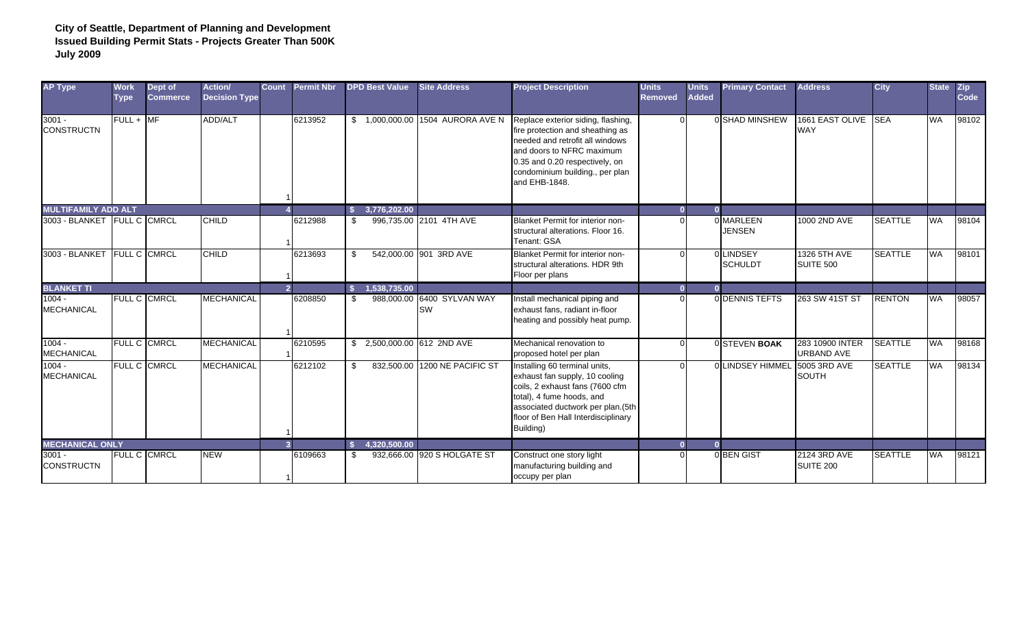**City of Seattle, Department of Planning and Development**
**Issued Building Permit Stats - Projects Greater Than 500K**
**July 2009**

| AP Type | Work Type | Dept of Commerce | Action/ Decision Type | Count | Permit Nbr | DPD Best Value | Site Address | Project Description | Units Removed | Units Added | Primary Contact | Address | City | State | Zip Code |
|---|---|---|---|---|---|---|---|---|---|---|---|---|---|---|---|
| 3001 - CONSTRUCTN | FULL + | MF | ADD/ALT | 1 | 6213952 | $ 1,000,000.00 | 1504 AURORA AVE N | Replace exterior siding, flashing, fire protection and sheathing as needed and retrofit all windows and doors to NFRC maximum 0.35 and 0.20 respectively, on condominium building., per plan and EHB-1848. | 0 | 0 | SHAD MINSHEW | 1661 EAST OLIVE WAY | SEA | WA | 98102 |
| **MULTIFAMILY ADD ALT** | | | | **4** | | **$ 3,776,202.00** | | | **0** | **0** | | | | | |
| 3003 - BLANKET | FULL C | CMRCL | CHILD | 1 | 6212988 | $ 996,735.00 | 2101 4TH AVE | Blanket Permit for interior non-structural alterations. Floor 16. Tenant: GSA | 0 | 0 | MARLEEN JENSEN | 1000 2ND AVE | SEATTLE | WA | 98104 |
| 3003 - BLANKET | FULL C | CMRCL | CHILD | 1 | 6213693 | $ 542,000.00 | 901 3RD AVE | Blanket Permit for interior non-structural alterations. HDR 9th Floor per plans | 0 | 0 | LINDSEY SCHULDT | 1326 5TH AVE SUITE 500 | SEATTLE | WA | 98101 |
| **BLANKET TI** | | | | **2** | | **$ 1,538,735.00** | | | **0** | **0** | | | | | |
| 1004 - MECHANICAL | FULL C | CMRCL | MECHANICAL | 1 | 6208850 | $ 988,000.00 | 6400 SYLVAN WAY SW | Install mechanical piping and exhaust fans, radiant in-floor heating and possibly heat pump. | 0 | 0 | DENNIS TEFTS | 263 SW 41ST ST | RENTON | WA | 98057 |
| 1004 - MECHANICAL | FULL C | CMRCL | MECHANICAL | 1 | 6210595 | $ 2,500,000.00 | 612 2ND AVE | Mechanical renovation to proposed hotel per plan | 0 | 0 | STEVEN **BOAK** | 283 10900 INTER URBAND AVE | SEATTLE | WA | 98168 |
| 1004 - MECHANICAL | FULL C | CMRCL | MECHANICAL | 1 | 6212102 | $ 832,500.00 | 1200 NE PACIFIC ST | Installing 60 terminal units, exhaust fan supply, 10 cooling coils, 2 exhaust fans (7600 cfm total), 4 fume hoods, and associated ductwork per plan.(5th floor of Ben Hall Interdisciplinary Building) | 0 | 0 | LINDSEY HIMMEL | 5005 3RD AVE SOUTH | SEATTLE | WA | 98134 |
| **MECHANICAL ONLY** | | | | **3** | | **$ 4,320,500.00** | | | **0** | **0** | | | | | |
| 3001 - CONSTRUCTN | FULL C | CMRCL | NEW | 1 | 6109663 | $ 932,666.00 | 920 S HOLGATE ST | Construct one story light manufacturing building and occupy per plan | 0 | 0 | BEN GIST | 2124 3RD AVE SUITE 200 | SEATTLE | WA | 98121 |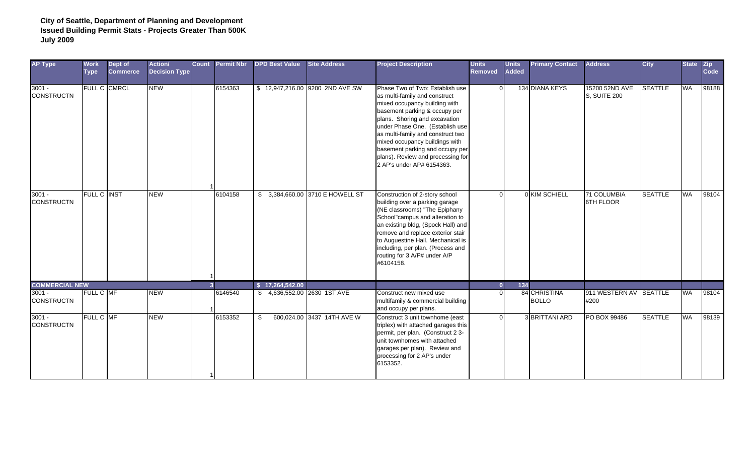**City of Seattle, Department of Planning and Development**
**Issued Building Permit Stats - Projects Greater Than 500K**
**July 2009**

| AP Type | Work Type | Dept of Commerce | Action/ Decision Type | Count | Permit Nbr | DPD Best Value | Site Address | Project Description | Units Removed | Units Added | Primary Contact | Address | City | State | Zip Code |
|---|---|---|---|---|---|---|---|---|---|---|---|---|---|---|---|
| 3001 - CONSTRUCTN | FULL C | CMRCL | NEW | 1 | 6154363 | $ 12,947,216.00 | 9200 2ND AVE SW | Phase Two of Two: Establish use as multi-family and construct mixed occupancy building with basement parking & occupy per plans. Shoring and excavation under Phase One. (Establish use as multi-family and construct two mixed occupancy buildings with basement parking and occupy per plans). Review and processing for 2 AP's under AP# 6154363. | 0 | 134 | DIANA KEYS | 15200 52ND AVE S, SUITE 200 | SEATTLE | WA | 98188 |
| 3001 - CONSTRUCTN | FULL C | INST | NEW | 1 | 6104158 | $ 3,384,660.00 | 3710 E HOWELL ST | Construction of 2-story school building over a parking garage (NE classrooms) "The Epiphany School"campus and alteration to an existing bldg, (Spock Hall) and remove and replace exterior stair to Auguestine Hall. Mechanical is including, per plan. (Process and routing for 3 A/P# under A/P #6104158. | 0 | 0 | KIM SCHIELL | 71 COLUMBIA 6TH FLOOR | SEATTLE | WA | 98104 |
| **COMMERCIAL NEW** | | | | **3** | | **$ 17,264,542.00** | | | **0** | **134** | | | | | |
| 3001 - CONSTRUCTN | FULL C | MF | NEW | 1 | 6146540 | $ 4,636,552.00 | 2630 1ST AVE | Construct new mixed use multifamily & commercial building and occupy per plans. | 0 | 84 | CHRISTINA BOLLO | 911 WESTERN AV #200 | SEATTLE | WA | 98104 |
| 3001 - CONSTRUCTN | FULL C | MF | NEW | 1 | 6153352 | $ 600,024.00 | 3437 14TH AVE W | Construct 3 unit townhome (east triplex) with attached garages this permit, per plan. (Construct 2 3-unit townhomes with attached garages per plan). Review and processing for 2 AP's under 6153352. | 0 | 3 | BRITTANI ARD | PO BOX 99486 | SEATTLE | WA | 98139 |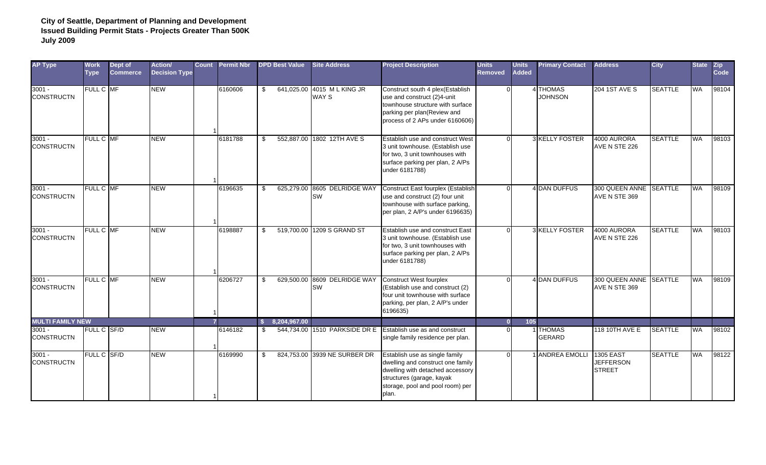**City of Seattle, Department of Planning and Development**
**Issued Building Permit Stats - Projects Greater Than 500K**
**July 2009**

| AP Type | Work Type | Dept of Commerce | Action/ Decision Type | Count | Permit Nbr | DPD Best Value | Site Address | Project Description | Units Removed | Units Added | Primary Contact | Address | City | State | Zip Code |
|---|---|---|---|---|---|---|---|---|---|---|---|---|---|---|---|
| 3001 - CONSTRUCTN | FULL C | MF | NEW | 1 | 6160606 | $ 641,025.00 | 4015 M L KING JR WAY S | Construct south 4 plex(Establish use and construct (2)4-unit townhouse structure with surface parking per plan(Review and process of 2 APs under 6160606) | 0 | 4 | THOMAS JOHNSON | 204 1ST AVE S | SEATTLE | WA | 98104 |
| 3001 - CONSTRUCTN | FULL C | MF | NEW | 1 | 6181788 | $ 552,887.00 | 1802 12TH AVE S | Establish use and construct West 3 unit townhouse. (Establish use for two, 3 unit townhouses with surface parking per plan, 2 A/Ps under 6181788) | 0 | 3 | KELLY FOSTER | 4000 AURORA AVE N STE 226 | SEATTLE | WA | 98103 |
| 3001 - CONSTRUCTN | FULL C | MF | NEW | 1 | 6196635 | $ 625,279.00 | 8605 DELRIDGE WAY SW | Construct East fourplex (Establish use and construct (2) four unit townhouse with surface parking, per plan, 2 A/P's under 6196635) | 0 | 4 | DAN DUFFUS | 300 QUEEN ANNE AVE N STE 369 | SEATTLE | WA | 98109 |
| 3001 - CONSTRUCTN | FULL C | MF | NEW | 1 | 6198887 | $ 519,700.00 | 1209 S GRAND ST | Establish use and construct East 3 unit townhouse. (Establish use for two, 3 unit townhouses with surface parking per plan, 2 A/Ps under 6181788) | 0 | 3 | KELLY FOSTER | 4000 AURORA AVE N STE 226 | SEATTLE | WA | 98103 |
| 3001 - CONSTRUCTN | FULL C | MF | NEW | 1 | 6206727 | $ 629,500.00 | 8609 DELRIDGE WAY SW | Construct West fourplex (Establish use and construct (2) four unit townhouse with surface parking, per plan, 2 A/P's under 6196635) | 0 | 4 | DAN DUFFUS | 300 QUEEN ANNE AVE N STE 369 | SEATTLE | WA | 98109 |
| **MULTI FAMILY NEW** | | | | **7** | | **$ 8,204,967.00** | | | **0** | **105** | | | | | |
| 3001 - CONSTRUCTN | FULL C | SF/D | NEW | 1 | 6146182 | $ 544,734.00 | 1510 PARKSIDE DR E | Establish use as and construct single family residence per plan. | 0 | 1 | THOMAS GERARD | 118 10TH AVE E | SEATTLE | WA | 98102 |
| 3001 - CONSTRUCTN | FULL C | SF/D | NEW | 1 | 6169990 | $ 824,753.00 | 3939 NE SURBER DR | Establish use as single family dwelling and construct one family dwelling with detached accessory structures (garage, kayak storage, pool and pool room) per plan. | 0 | 1 | ANDREA EMOLLI | 1305 EAST JEFFERSON STREET | SEATTLE | WA | 98122 |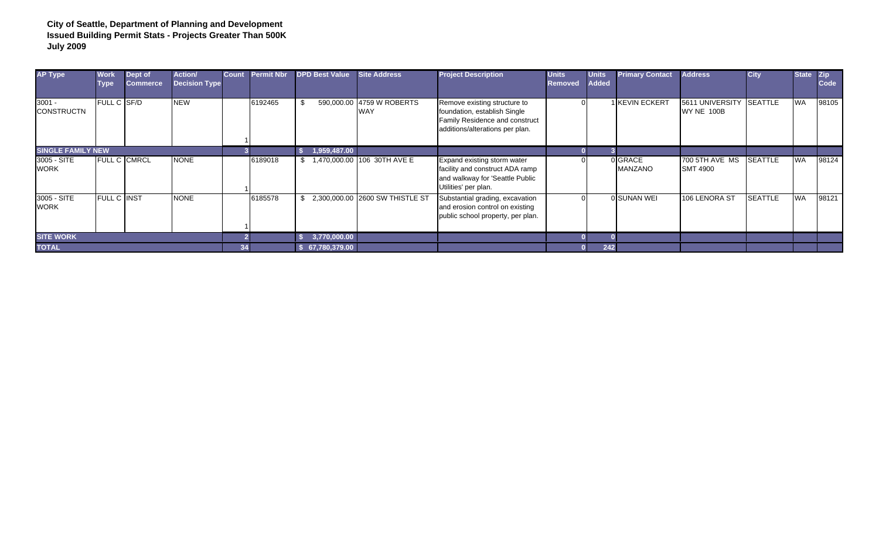**City of Seattle, Department of Planning and Development**
**Issued Building Permit Stats - Projects Greater Than 500K**
**July 2009**

| AP Type | Work Type | Dept of Commerce | Action/ Decision Type | Count | Permit Nbr | DPD Best Value | Site Address | Project Description | Units Removed | Units Added | Primary Contact | Address | City | State | Zip Code |
|---|---|---|---|---|---|---|---|---|---|---|---|---|---|---|---|
| 3001 - CONSTRUCTN | FULL C | SF/D | NEW | 1 | 6192465 | $ 590,000.00 | 4759 W ROBERTS WAY | Remove existing structure to foundation, establish Single Family Residence and construct additions/alterations per plan. | 0 | 1 | KEVIN ECKERT | 5611 UNIVERSITY WY NE 100B | SEATTLE | WA | 98105 |
| **SINGLE FAMILY NEW** | | | | **3** | | **$ 1,959,487.00** | | | **0** | **3** | | | | | |
| 3005 - SITE WORK | FULL C | CMRCL | NONE | 1 | 6189018 | $ 1,470,000.00 | 106 30TH AVE E | Expand existing storm water facility and construct ADA ramp and walkway for 'Seattle Public Utilities' per plan. | 0 | 0 | GRACE MANZANO | 700 5TH AVE MS SMT 4900 | SEATTLE | WA | 98124 |
| 3005 - SITE WORK | FULL C | INST | NONE | 1 | 6185578 | $ 2,300,000.00 | 2600 SW THISTLE ST | Substantial grading, excavation and erosion control on existing public school property, per plan. | 0 | 0 | SUNAN WEI | 106 LENORA ST | SEATTLE | WA | 98121 |
| **SITE WORK** | | | | **2** | | **$ 3,770,000.00** | | | **0** | **0** | | | | | |
| **TOTAL** | | | | **34** | | **$ 67,780,379.00** | | | **0** | **242** | | | | | |